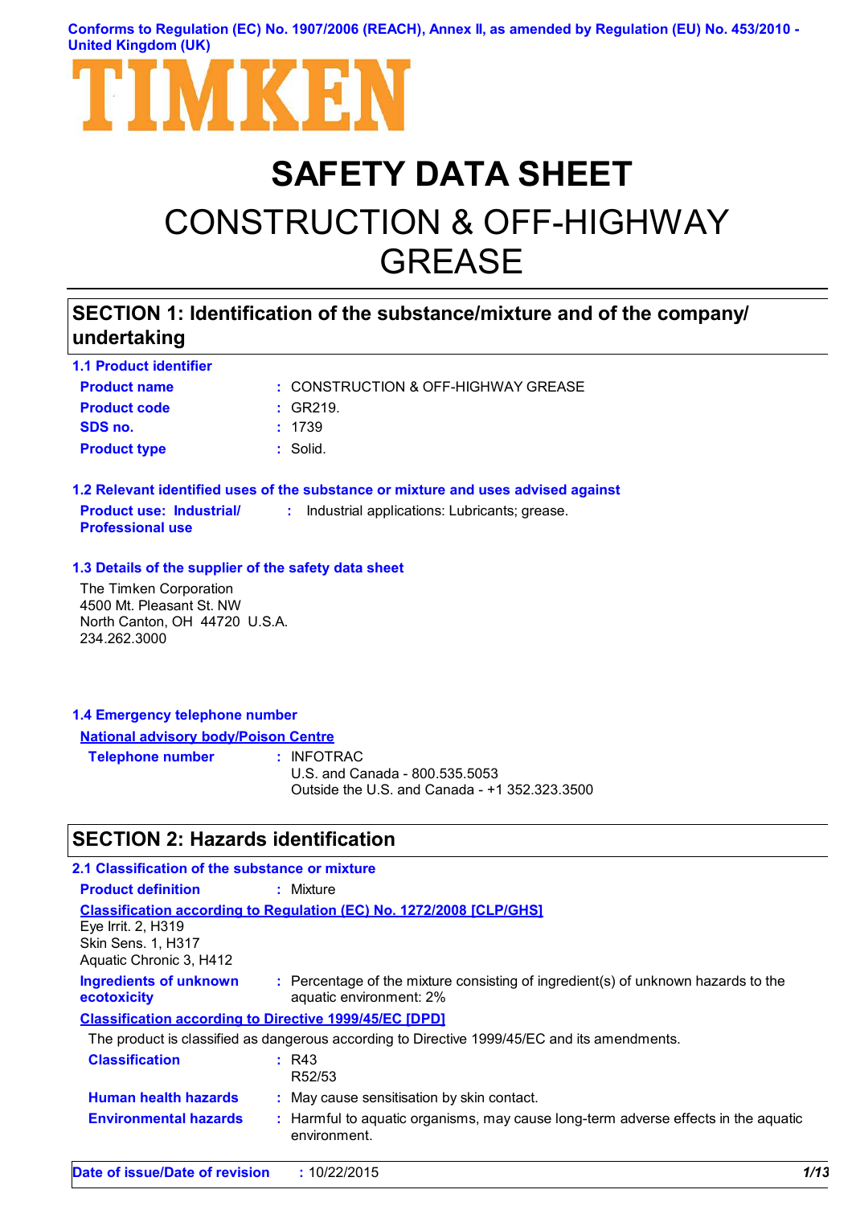Conforms to Regulation (EC) No. 1907/2006 (REACH), Annex II, as amended by Regulation (EU) No. 453/2010 - United Kingdom (UK)

TIMKEN

# SAFETY DATA SHEET

# CONSTRUCTION & OFF-HIGHWAY GREASE

## SECTION 1: Identification of the substance/mixture and of the company/ undertaking

### 1.1 Product identifier

**Product name** : CONSTRUCTION & OFF-HIGHWAY GREASE

**Product code** : GR219.

**SDS no.** : 1739

**Product type** : Solid.

### 1.2 Relevant identified uses of the substance or mixture and uses advised against

**Product use: Industrial/ Professional use** : Industrial applications: Lubricants; grease.

### 1.3 Details of the supplier of the safety data sheet

The Timken Corporation
4500 Mt. Pleasant St. NW
North Canton, OH 44720 U.S.A.
234.262.3000

### 1.4 Emergency telephone number

**National advisory body/Poison Centre**

**Telephone number** : INFOTRAC
U.S. and Canada - 800.535.5053
Outside the U.S. and Canada - +1 352.323.3500

## SECTION 2: Hazards identification

### 2.1 Classification of the substance or mixture

**Product definition** : Mixture

**Classification according to Regulation (EC) No. 1272/2008 [CLP/GHS]**

Eye Irrit. 2, H319
Skin Sens. 1, H317
Aquatic Chronic 3, H412

**Ingredients of unknown ecotoxicity** : Percentage of the mixture consisting of ingredient(s) of unknown hazards to the aquatic environment: 2%

**Classification according to Directive 1999/45/EC [DPD]**

The product is classified as dangerous according to Directive 1999/45/EC and its amendments.

**Classification** : R43
R52/53

**Human health hazards** : May cause sensitisation by skin contact.

**Environmental hazards** : Harmful to aquatic organisms, may cause long-term adverse effects in the aquatic environment.

**Date of issue/Date of revision** : 10/22/2015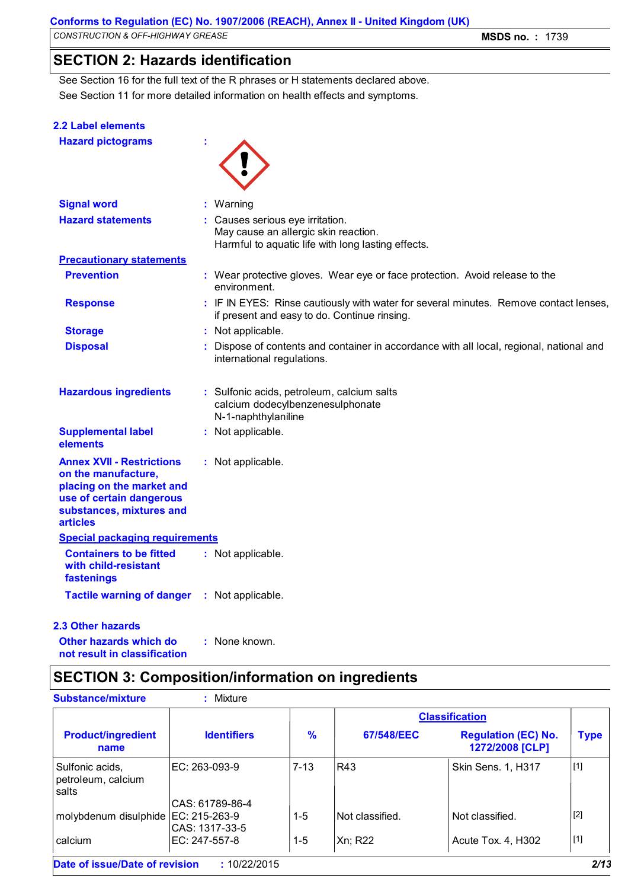## SECTION 2: Hazards identification

See Section 16 for the full text of the R phrases or H statements declared above.

See Section 11 for more detailed information on health effects and symptoms.

### 2.2 Label elements

**Hazard pictograms** :

**Signal word** : Warning

**Hazard statements** : Causes serious eye irritation.
May cause an allergic skin reaction.
Harmful to aquatic life with long lasting effects.

**Precautionary statements**

**Prevention** : Wear protective gloves. Wear eye or face protection. Avoid release to the environment.

**Response** : IF IN EYES: Rinse cautiously with water for several minutes. Remove contact lenses, if present and easy to do. Continue rinsing.

**Storage** : Not applicable.

**Disposal** : Dispose of contents and container in accordance with all local, regional, national and international regulations.

**Hazardous ingredients** : Sulfonic acids, petroleum, calcium salts
calcium dodecylbenzenesulphonate
N-1-naphthylaniline

**Supplemental label elements** : Not applicable.

**Annex XVII - Restrictions on the manufacture, placing on the market and use of certain dangerous substances, mixtures and articles** : Not applicable.

**Special packaging requirements**

**Containers to be fitted with child-resistant fastenings** : Not applicable.

**Tactile warning of danger** : Not applicable.

### 2.3 Other hazards

**Other hazards which do not result in classification** : None known.

## SECTION 3: Composition/information on ingredients

**Substance/mixture** : Mixture

| Product/ingredient name | Identifiers | % | Classification 67/548/EEC | Classification Regulation (EC) No. 1272/2008 [CLP] | Type |
|---|---|---|---|---|---|
| Sulfonic acids, petroleum, calcium salts | EC: 263-093-9<br>CAS: 61789-86-4 | 7-13 | R43 | Skin Sens. 1, H317 | [1] |
| molybdenum disulphide | EC: 215-263-9<br>CAS: 1317-33-5 | 1-5 | Not classified. | Not classified. | [2] |
| calcium | EC: 247-557-8 | 1-5 | Xn; R22 | Acute Tox. 4, H302 | [1] |

**Date of issue/Date of revision** : 10/22/2015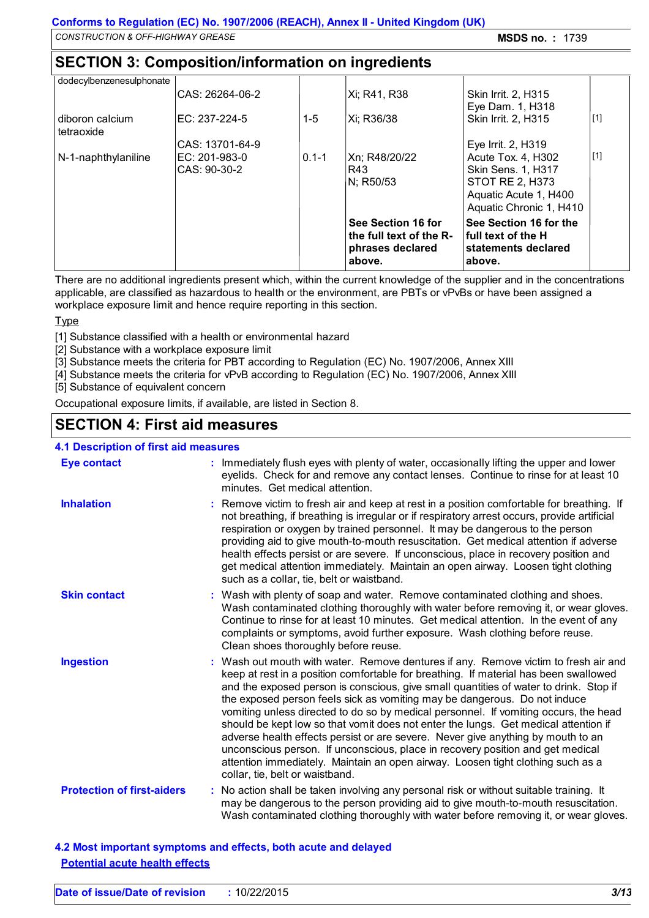## SECTION 3: Composition/information on ingredients

| | | | | | |
|---|---|---|---|---|---|
| dodecylbenzenesulphonate | CAS: 26264-06-2 | | Xi; R41, R38 | Skin Irrit. 2, H315<br>Eye Dam. 1, H318 | |
| diboron calcium tetraoxide | EC: 237-224-5<br>CAS: 13701-64-9 | 1-5 | Xi; R36/38 | Skin Irrit. 2, H315<br>Eye Irrit. 2, H319 | [1] |
| N-1-naphthylaniline | EC: 201-983-0<br>CAS: 90-30-2 | 0.1-1 | Xn; R48/20/22<br>R43<br>N; R50/53 | Acute Tox. 4, H302<br>Skin Sens. 1, H317<br>STOT RE 2, H373<br>Aquatic Acute 1, H400<br>Aquatic Chronic 1, H410 | [1] |
| | | | **See Section 16 for the full text of the R-phrases declared above.** | **See Section 16 for the full text of the H statements declared above.** | |

There are no additional ingredients present which, within the current knowledge of the supplier and in the concentrations applicable, are classified as hazardous to health or the environment, are PBTs or vPvBs or have been assigned a workplace exposure limit and hence require reporting in this section.

Type

[1] Substance classified with a health or environmental hazard
[2] Substance with a workplace exposure limit
[3] Substance meets the criteria for PBT according to Regulation (EC) No. 1907/2006, Annex XIII
[4] Substance meets the criteria for vPvB according to Regulation (EC) No. 1907/2006, Annex XIII
[5] Substance of equivalent concern

Occupational exposure limits, if available, are listed in Section 8.

## SECTION 4: First aid measures

### 4.1 Description of first aid measures

**Eye contact** : Immediately flush eyes with plenty of water, occasionally lifting the upper and lower eyelids. Check for and remove any contact lenses. Continue to rinse for at least 10 minutes. Get medical attention.

**Inhalation** : Remove victim to fresh air and keep at rest in a position comfortable for breathing. If not breathing, if breathing is irregular or if respiratory arrest occurs, provide artificial respiration or oxygen by trained personnel. It may be dangerous to the person providing aid to give mouth-to-mouth resuscitation. Get medical attention if adverse health effects persist or are severe. If unconscious, place in recovery position and get medical attention immediately. Maintain an open airway. Loosen tight clothing such as a collar, tie, belt or waistband.

**Skin contact** : Wash with plenty of soap and water. Remove contaminated clothing and shoes. Wash contaminated clothing thoroughly with water before removing it, or wear gloves. Continue to rinse for at least 10 minutes. Get medical attention. In the event of any complaints or symptoms, avoid further exposure. Wash clothing before reuse. Clean shoes thoroughly before reuse.

**Ingestion** : Wash out mouth with water. Remove dentures if any. Remove victim to fresh air and keep at rest in a position comfortable for breathing. If material has been swallowed and the exposed person is conscious, give small quantities of water to drink. Stop if the exposed person feels sick as vomiting may be dangerous. Do not induce vomiting unless directed to do so by medical personnel. If vomiting occurs, the head should be kept low so that vomit does not enter the lungs. Get medical attention if adverse health effects persist or are severe. Never give anything by mouth to an unconscious person. If unconscious, place in recovery position and get medical attention immediately. Maintain an open airway. Loosen tight clothing such as a collar, tie, belt or waistband.

**Protection of first-aiders** : No action shall be taken involving any personal risk or without suitable training. It may be dangerous to the person providing aid to give mouth-to-mouth resuscitation. Wash contaminated clothing thoroughly with water before removing it, or wear gloves.

### 4.2 Most important symptoms and effects, both acute and delayed

**Potential acute health effects**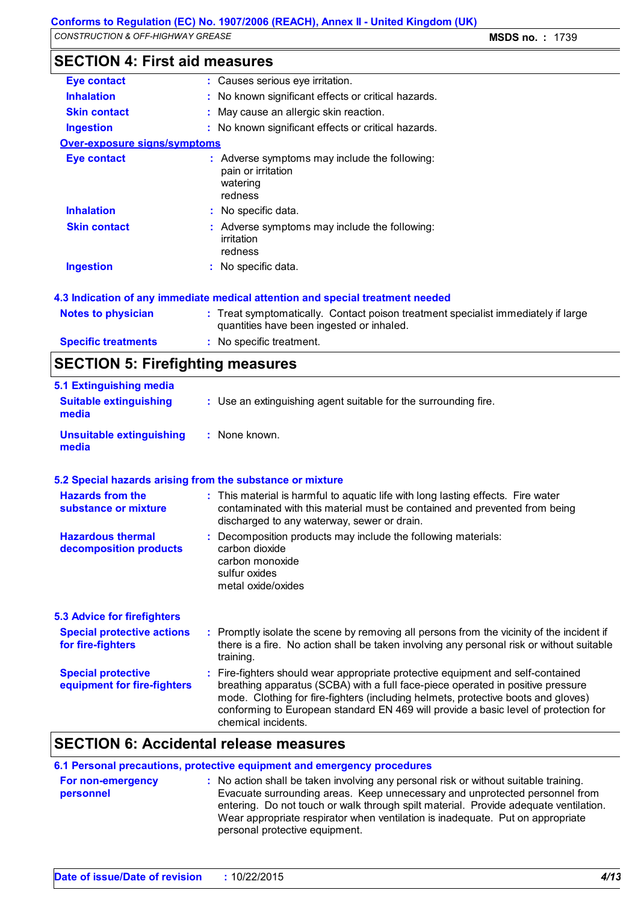## SECTION 4: First aid measures

| | |
|---|---|
| **Eye contact** | Causes serious eye irritation. |
| **Inhalation** | No known significant effects or critical hazards. |
| **Skin contact** | May cause an allergic skin reaction. |
| **Ingestion** | No known significant effects or critical hazards. |

**Over-exposure signs/symptoms**

| | |
|---|---|
| **Eye contact** | Adverse symptoms may include the following: pain or irritation, watering, redness |
| **Inhalation** | No specific data. |
| **Skin contact** | Adverse symptoms may include the following: irritation, redness |
| **Ingestion** | No specific data. |

### 4.3 Indication of any immediate medical attention and special treatment needed

| | |
|---|---|
| **Notes to physician** | Treat symptomatically. Contact poison treatment specialist immediately if large quantities have been ingested or inhaled. |
| **Specific treatments** | No specific treatment. |

## SECTION 5: Firefighting measures

### 5.1 Extinguishing media

| | |
|---|---|
| **Suitable extinguishing media** | Use an extinguishing agent suitable for the surrounding fire. |
| **Unsuitable extinguishing media** | None known. |

### 5.2 Special hazards arising from the substance or mixture

| | |
|---|---|
| **Hazards from the substance or mixture** | This material is harmful to aquatic life with long lasting effects. Fire water contaminated with this material must be contained and prevented from being discharged to any waterway, sewer or drain. |
| **Hazardous thermal decomposition products** | Decomposition products may include the following materials: carbon dioxide, carbon monoxide, sulfur oxides, metal oxide/oxides |

### 5.3 Advice for firefighters

| | |
|---|---|
| **Special protective actions for fire-fighters** | Promptly isolate the scene by removing all persons from the vicinity of the incident if there is a fire. No action shall be taken involving any personal risk or without suitable training. |
| **Special protective equipment for fire-fighters** | Fire-fighters should wear appropriate protective equipment and self-contained breathing apparatus (SCBA) with a full face-piece operated in positive pressure mode. Clothing for fire-fighters (including helmets, protective boots and gloves) conforming to European standard EN 469 will provide a basic level of protection for chemical incidents. |

## SECTION 6: Accidental release measures

### 6.1 Personal precautions, protective equipment and emergency procedures

| | |
|---|---|
| **For non-emergency personnel** | No action shall be taken involving any personal risk or without suitable training. Evacuate surrounding areas. Keep unnecessary and unprotected personnel from entering. Do not touch or walk through spilt material. Provide adequate ventilation. Wear appropriate respirator when ventilation is inadequate. Put on appropriate personal protective equipment. |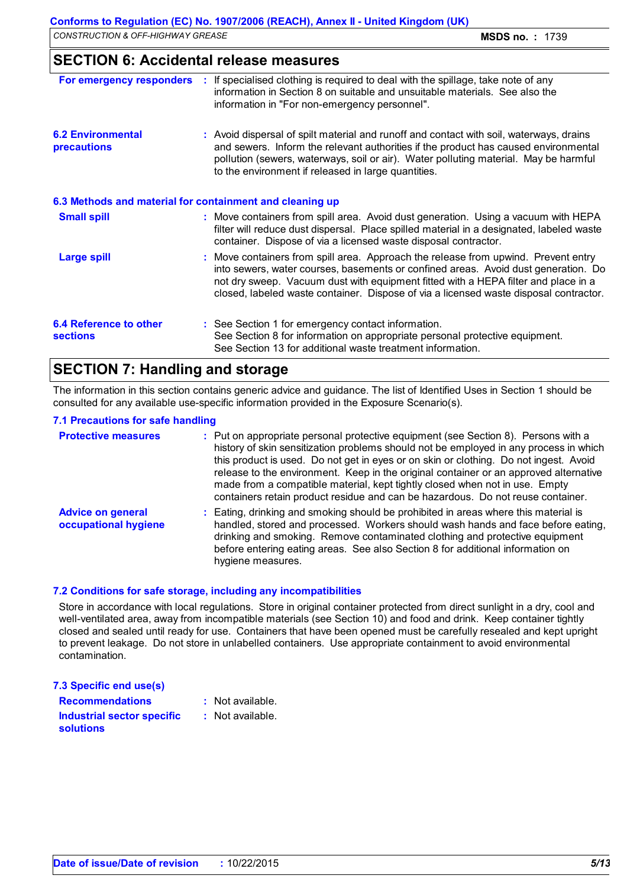## SECTION 6: Accidental release measures

**For emergency responders** : If specialised clothing is required to deal with the spillage, take note of any information in Section 8 on suitable and unsuitable materials. See also the information in "For non-emergency personnel".

**6.2 Environmental precautions** : Avoid dispersal of spilt material and runoff and contact with soil, waterways, drains and sewers. Inform the relevant authorities if the product has caused environmental pollution (sewers, waterways, soil or air). Water polluting material. May be harmful to the environment if released in large quantities.

### 6.3 Methods and material for containment and cleaning up

**Small spill** : Move containers from spill area. Avoid dust generation. Using a vacuum with HEPA filter will reduce dust dispersal. Place spilled material in a designated, labeled waste container. Dispose of via a licensed waste disposal contractor.

**Large spill** : Move containers from spill area. Approach the release from upwind. Prevent entry into sewers, water courses, basements or confined areas. Avoid dust generation. Do not dry sweep. Vacuum dust with equipment fitted with a HEPA filter and place in a closed, labeled waste container. Dispose of via a licensed waste disposal contractor.

**6.4 Reference to other sections** : See Section 1 for emergency contact information.
See Section 8 for information on appropriate personal protective equipment.
See Section 13 for additional waste treatment information.

## SECTION 7: Handling and storage

The information in this section contains generic advice and guidance. The list of Identified Uses in Section 1 should be consulted for any available use-specific information provided in the Exposure Scenario(s).

### 7.1 Precautions for safe handling

**Protective measures** : Put on appropriate personal protective equipment (see Section 8). Persons with a history of skin sensitization problems should not be employed in any process in which this product is used. Do not get in eyes or on skin or clothing. Do not ingest. Avoid release to the environment. Keep in the original container or an approved alternative made from a compatible material, kept tightly closed when not in use. Empty containers retain product residue and can be hazardous. Do not reuse container.

**Advice on general occupational hygiene** : Eating, drinking and smoking should be prohibited in areas where this material is handled, stored and processed. Workers should wash hands and face before eating, drinking and smoking. Remove contaminated clothing and protective equipment before entering eating areas. See also Section 8 for additional information on hygiene measures.

### 7.2 Conditions for safe storage, including any incompatibilities

Store in accordance with local regulations. Store in original container protected from direct sunlight in a dry, cool and well-ventilated area, away from incompatible materials (see Section 10) and food and drink. Keep container tightly closed and sealed until ready for use. Containers that have been opened must be carefully resealed and kept upright to prevent leakage. Do not store in unlabelled containers. Use appropriate containment to avoid environmental contamination.

### 7.3 Specific end use(s)

**Recommendations** : Not available.

**Industrial sector specific solutions** : Not available.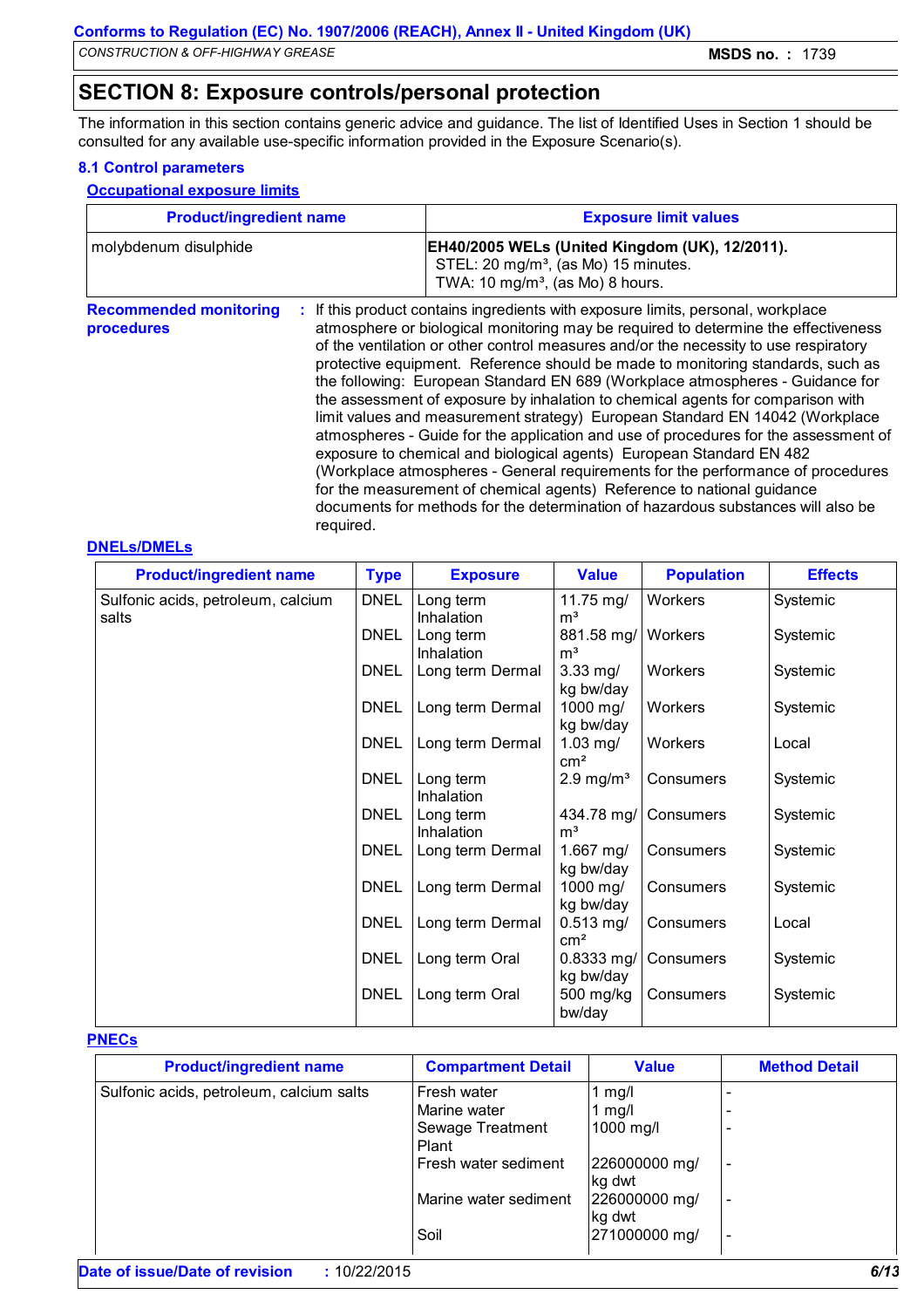## SECTION 8: Exposure controls/personal protection

The information in this section contains generic advice and guidance. The list of Identified Uses in Section 1 should be consulted for any available use-specific information provided in the Exposure Scenario(s).

### 8.1 Control parameters

#### Occupational exposure limits

| Product/ingredient name | Exposure limit values |
|---|---|
| molybdenum disulphide | **EH40/2005 WELs (United Kingdom (UK), 12/2011).** STEL: 20 mg/m³, (as Mo) 15 minutes. TWA: 10 mg/m³, (as Mo) 8 hours. |

**Recommended monitoring procedures** : If this product contains ingredients with exposure limits, personal, workplace atmosphere or biological monitoring may be required to determine the effectiveness of the ventilation or other control measures and/or the necessity to use respiratory protective equipment. Reference should be made to monitoring standards, such as the following: European Standard EN 689 (Workplace atmospheres - Guidance for the assessment of exposure by inhalation to chemical agents for comparison with limit values and measurement strategy) European Standard EN 14042 (Workplace atmospheres - Guide for the application and use of procedures for the assessment of exposure to chemical and biological agents) European Standard EN 482 (Workplace atmospheres - General requirements for the performance of procedures for the measurement of chemical agents) Reference to national guidance documents for methods for the determination of hazardous substances will also be required.

#### DNELs/DMELs

| Product/ingredient name | Type | Exposure | Value | Population | Effects |
|---|---|---|---|---|---|
| Sulfonic acids, petroleum, calcium salts | DNEL | Long term Inhalation | 11.75 mg/m³ | Workers | Systemic |
| | DNEL | Long term Inhalation | 881.58 mg/m³ | Workers | Systemic |
| | DNEL | Long term Dermal | 3.33 mg/kg bw/day | Workers | Systemic |
| | DNEL | Long term Dermal | 1000 mg/kg bw/day | Workers | Systemic |
| | DNEL | Long term Dermal | 1.03 mg/cm² | Workers | Local |
| | DNEL | Long term Inhalation | 2.9 mg/m³ | Consumers | Systemic |
| | DNEL | Long term Inhalation | 434.78 mg/m³ | Consumers | Systemic |
| | DNEL | Long term Dermal | 1.667 mg/kg bw/day | Consumers | Systemic |
| | DNEL | Long term Dermal | 1000 mg/kg bw/day | Consumers | Systemic |
| | DNEL | Long term Dermal | 0.513 mg/cm² | Consumers | Local |
| | DNEL | Long term Oral | 0.8333 mg/kg bw/day | Consumers | Systemic |
| | DNEL | Long term Oral | 500 mg/kg bw/day | Consumers | Systemic |

#### PNECs

| Product/ingredient name | Compartment Detail | Value | Method Detail |
|---|---|---|---|
| Sulfonic acids, petroleum, calcium salts | Fresh water | 1 mg/l | - |
| | Marine water | 1 mg/l | - |
| | Sewage Treatment Plant | 1000 mg/l | - |
| | Fresh water sediment | 226000000 mg/kg dwt | - |
| | Marine water sediment | 226000000 mg/kg dwt | - |
| | Soil | 271000000 mg/ | - |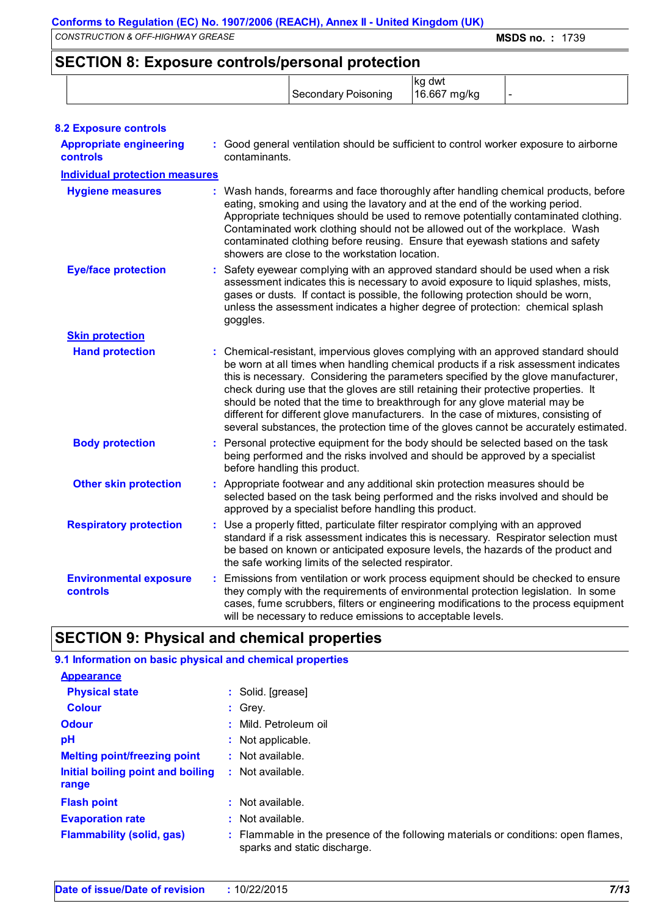## SECTION 8: Exposure controls/personal protection

| | | | |
|---|---|---|---|
| | Secondary Poisoning | kg dwt 16.667 mg/kg | - |

### 8.2 Exposure controls

**Appropriate engineering controls** : Good general ventilation should be sufficient to control worker exposure to airborne contaminants.

**Individual protection measures**

**Hygiene measures** : Wash hands, forearms and face thoroughly after handling chemical products, before eating, smoking and using the lavatory and at the end of the working period. Appropriate techniques should be used to remove potentially contaminated clothing. Contaminated work clothing should not be allowed out of the workplace. Wash contaminated clothing before reusing. Ensure that eyewash stations and safety showers are close to the workstation location.

**Eye/face protection** : Safety eyewear complying with an approved standard should be used when a risk assessment indicates this is necessary to avoid exposure to liquid splashes, mists, gases or dusts. If contact is possible, the following protection should be worn, unless the assessment indicates a higher degree of protection: chemical splash goggles.

**Skin protection**

**Hand protection** : Chemical-resistant, impervious gloves complying with an approved standard should be worn at all times when handling chemical products if a risk assessment indicates this is necessary. Considering the parameters specified by the glove manufacturer, check during use that the gloves are still retaining their protective properties. It should be noted that the time to breakthrough for any glove material may be different for different glove manufacturers. In the case of mixtures, consisting of several substances, the protection time of the gloves cannot be accurately estimated.

**Body protection** : Personal protective equipment for the body should be selected based on the task being performed and the risks involved and should be approved by a specialist before handling this product.

**Other skin protection** : Appropriate footwear and any additional skin protection measures should be selected based on the task being performed and the risks involved and should be approved by a specialist before handling this product.

**Respiratory protection** : Use a properly fitted, particulate filter respirator complying with an approved standard if a risk assessment indicates this is necessary. Respirator selection must be based on known or anticipated exposure levels, the hazards of the product and the safe working limits of the selected respirator.

**Environmental exposure controls** : Emissions from ventilation or work process equipment should be checked to ensure they comply with the requirements of environmental protection legislation. In some cases, fume scrubbers, filters or engineering modifications to the process equipment will be necessary to reduce emissions to acceptable levels.

## SECTION 9: Physical and chemical properties

### 9.1 Information on basic physical and chemical properties

**Appearance**

**Physical state** : Solid. [grease]

**Colour** : Grey.

**Odour** : Mild. Petroleum oil

**pH** : Not applicable.

**Melting point/freezing point** : Not available.

**Initial boiling point and boiling range** : Not available.

**Flash point** : Not available.

**Evaporation rate** : Not available.

**Flammability (solid, gas)** : Flammable in the presence of the following materials or conditions: open flames, sparks and static discharge.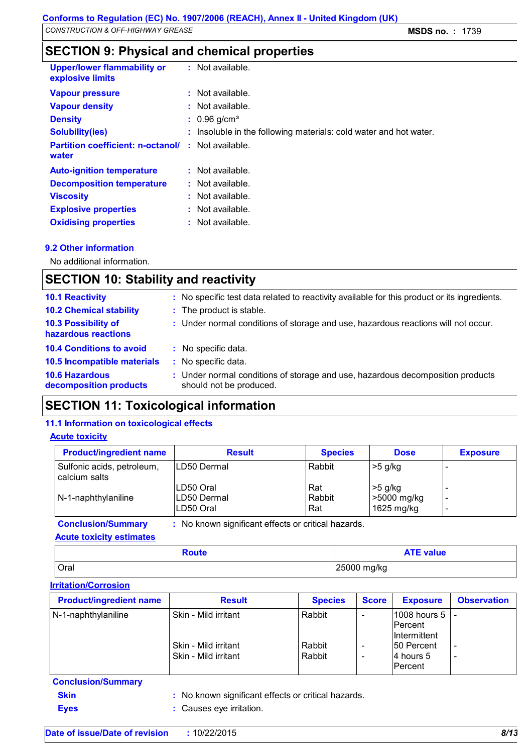## SECTION 9: Physical and chemical properties

**Upper/lower flammability or explosive limits** : Not available.

**Vapour pressure** : Not available.

**Vapour density** : Not available.

**Density** : 0.96 g/cm³

**Solubility(ies)** : Insoluble in the following materials: cold water and hot water.

**Partition coefficient: n-octanol/ water** : Not available.

**Auto-ignition temperature** : Not available.

**Decomposition temperature** : Not available.

**Viscosity** : Not available.

**Explosive properties** : Not available.

**Oxidising properties** : Not available.

### 9.2 Other information

No additional information.

## SECTION 10: Stability and reactivity

**10.1 Reactivity** : No specific test data related to reactivity available for this product or its ingredients.

**10.2 Chemical stability** : The product is stable.

**10.3 Possibility of hazardous reactions** : Under normal conditions of storage and use, hazardous reactions will not occur.

**10.4 Conditions to avoid** : No specific data.

**10.5 Incompatible materials** : No specific data.

**10.6 Hazardous decomposition products** : Under normal conditions of storage and use, hazardous decomposition products should not be produced.

## SECTION 11: Toxicological information

### 11.1 Information on toxicological effects

**Acute toxicity**

| Product/ingredient name | Result | Species | Dose | Exposure |
|---|---|---|---|---|
| Sulfonic acids, petroleum, calcium salts | LD50 Dermal | Rabbit | >5 g/kg | - |
| | LD50 Oral | Rat | >5 g/kg | - |
| N-1-naphthylaniline | LD50 Dermal | Rabbit | >5000 mg/kg | - |
| | LD50 Oral | Rat | 1625 mg/kg | - |

**Conclusion/Summary** : No known significant effects or critical hazards.

**Acute toxicity estimates**

| Route | ATE value |
|---|---|
| Oral | 25000 mg/kg |

**Irritation/Corrosion**

| Product/ingredient name | Result | Species | Score | Exposure | Observation |
|---|---|---|---|---|---|
| N-1-naphthylaniline | Skin - Mild irritant | Rabbit | - | 1008 hours 5 Percent Intermittent | - |
| | Skin - Mild irritant | Rabbit | - | 50 Percent | - |
| | Skin - Mild irritant | Rabbit | - | 4 hours 5 Percent | - |

**Conclusion/Summary**

**Skin** : No known significant effects or critical hazards.

**Eyes** : Causes eye irritation.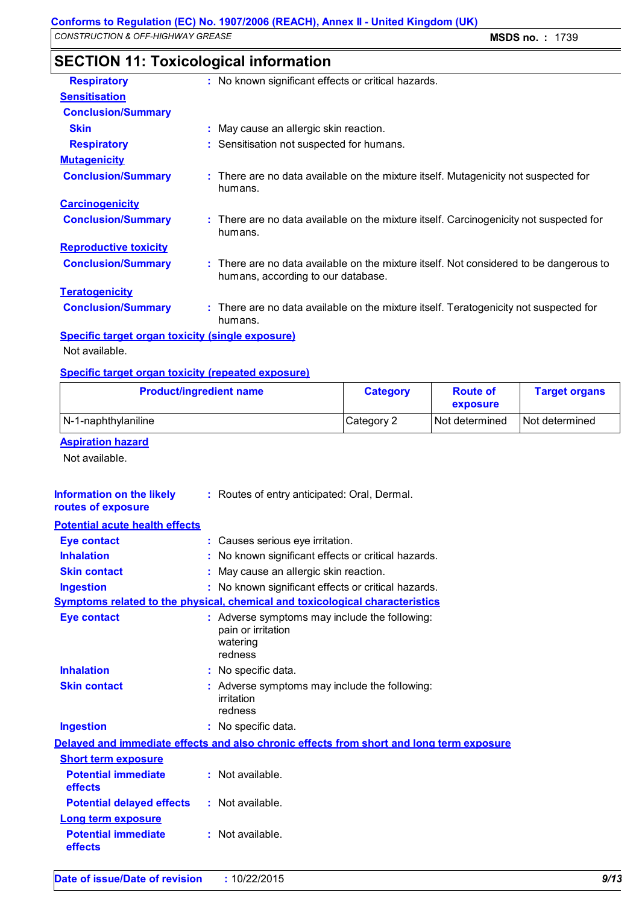## SECTION 11: Toxicological information

**Respiratory** : No known significant effects or critical hazards.

**Sensitisation**

**Conclusion/Summary**

**Skin** : May cause an allergic skin reaction.

**Respiratory** : Sensitisation not suspected for humans.

**Mutagenicity**

**Conclusion/Summary** : There are no data available on the mixture itself. Mutagenicity not suspected for humans.

**Carcinogenicity**

**Conclusion/Summary** : There are no data available on the mixture itself. Carcinogenicity not suspected for humans.

**Reproductive toxicity**

**Conclusion/Summary** : There are no data available on the mixture itself. Not considered to be dangerous to humans, according to our database.

**Teratogenicity**

**Conclusion/Summary** : There are no data available on the mixture itself. Teratogenicity not suspected for humans.

**Specific target organ toxicity (single exposure)**

Not available.

**Specific target organ toxicity (repeated exposure)**

| Product/ingredient name | Category | Route of exposure | Target organs |
|---|---|---|---|
| N-1-naphthylaniline | Category 2 | Not determined | Not determined |

**Aspiration hazard**

Not available.

**Information on the likely routes of exposure** : Routes of entry anticipated: Oral, Dermal.

**Potential acute health effects**

**Eye contact** : Causes serious eye irritation.

**Inhalation** : No known significant effects or critical hazards.

**Skin contact** : May cause an allergic skin reaction.

**Ingestion** : No known significant effects or critical hazards.

**Symptoms related to the physical, chemical and toxicological characteristics**

**Eye contact** : Adverse symptoms may include the following:
pain or irritation
watering
redness

**Inhalation** : No specific data.

**Skin contact** : Adverse symptoms may include the following:
irritation
redness

**Ingestion** : No specific data.

**Delayed and immediate effects and also chronic effects from short and long term exposure**

**Short term exposure**

**Potential immediate effects** : Not available.

**Potential delayed effects** : Not available.

**Long term exposure**

**Potential immediate effects** : Not available.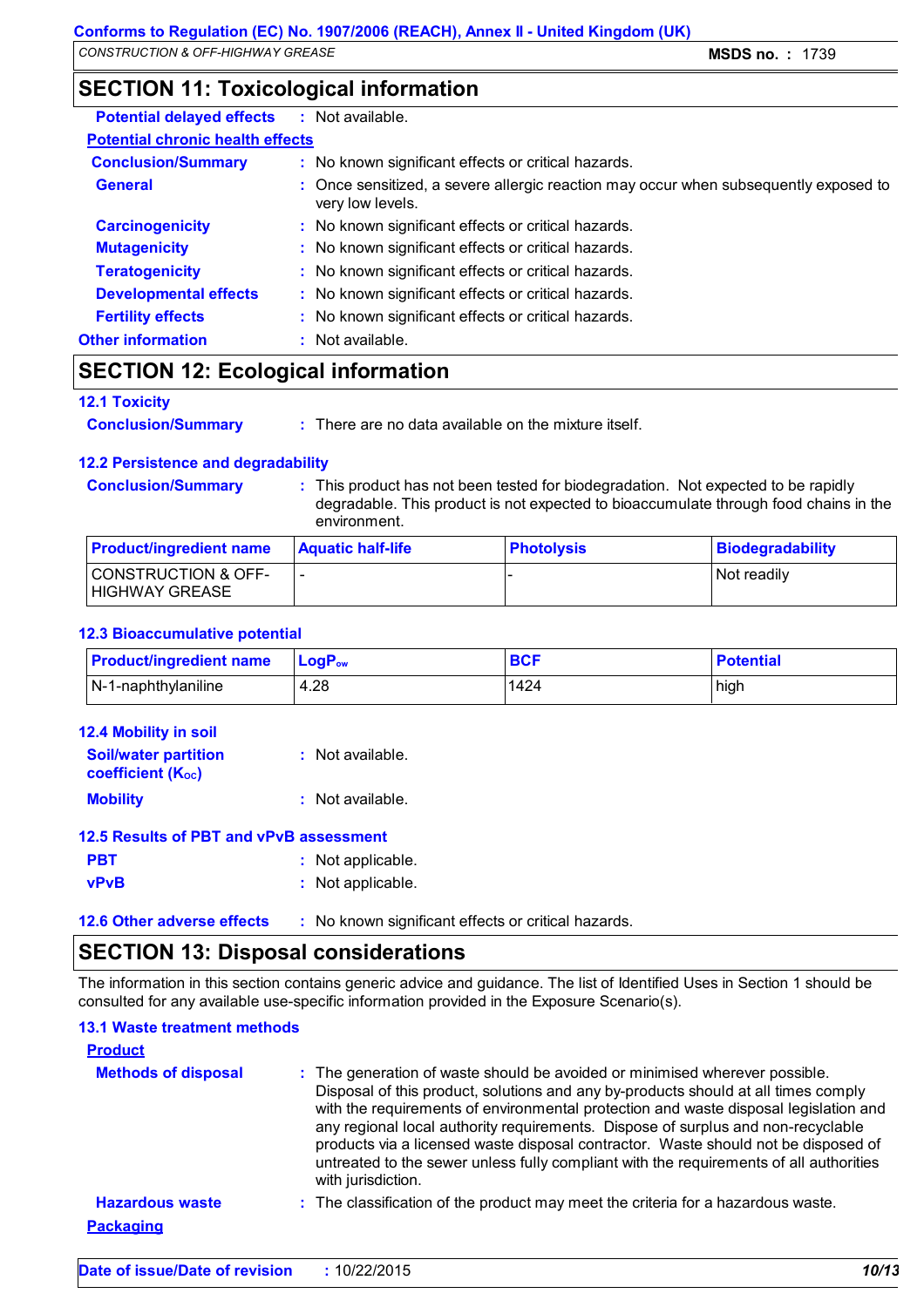## SECTION 11: Toxicological information

**Potential delayed effects** : Not available.

**Potential chronic health effects**

**Conclusion/Summary** : No known significant effects or critical hazards.

**General** : Once sensitized, a severe allergic reaction may occur when subsequently exposed to very low levels.

**Carcinogenicity** : No known significant effects or critical hazards.

**Mutagenicity** : No known significant effects or critical hazards.

**Teratogenicity** : No known significant effects or critical hazards.

**Developmental effects** : No known significant effects or critical hazards.

**Fertility effects** : No known significant effects or critical hazards.

**Other information** : Not available.

## SECTION 12: Ecological information

### 12.1 Toxicity

**Conclusion/Summary** : There are no data available on the mixture itself.

### 12.2 Persistence and degradability

**Conclusion/Summary** : This product has not been tested for biodegradation. Not expected to be rapidly degradable. This product is not expected to bioaccumulate through food chains in the environment.

| Product/ingredient name | Aquatic half-life | Photolysis | Biodegradability |
|---|---|---|---|
| CONSTRUCTION & OFF-HIGHWAY GREASE | - | - | Not readily |

### 12.3 Bioaccumulative potential

| Product/ingredient name | $LogP_{ow}$ | BCF | Potential |
|---|---|---|---|
| N-1-naphthylaniline | 4.28 | 1424 | high |

### 12.4 Mobility in soil

**Soil/water partition coefficient ($K_{OC}$)** : Not available.

**Mobility** : Not available.

### 12.5 Results of PBT and vPvB assessment

**PBT** : Not applicable.

**vPvB** : Not applicable.

### 12.6 Other adverse effects : No known significant effects or critical hazards.

## SECTION 13: Disposal considerations

The information in this section contains generic advice and guidance. The list of Identified Uses in Section 1 should be consulted for any available use-specific information provided in the Exposure Scenario(s).

### 13.1 Waste treatment methods

**Product**

**Methods of disposal** : The generation of waste should be avoided or minimised wherever possible. Disposal of this product, solutions and any by-products should at all times comply with the requirements of environmental protection and waste disposal legislation and any regional local authority requirements. Dispose of surplus and non-recyclable products via a licensed waste disposal contractor. Waste should not be disposed of untreated to the sewer unless fully compliant with the requirements of all authorities with jurisdiction.

**Hazardous waste** : The classification of the product may meet the criteria for a hazardous waste.

**Packaging**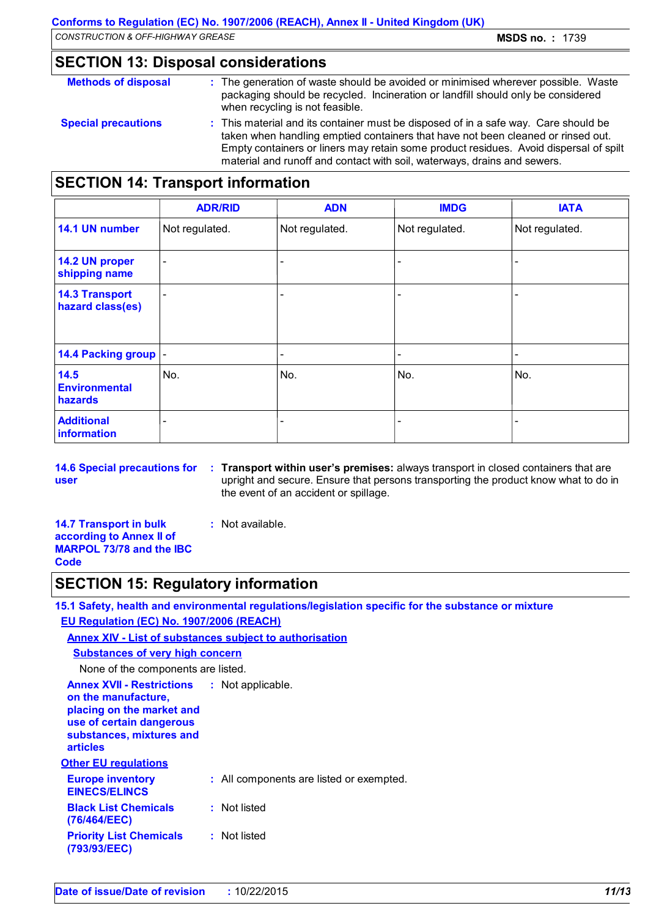## SECTION 13: Disposal considerations

**Methods of disposal** : The generation of waste should be avoided or minimised wherever possible. Waste packaging should be recycled. Incineration or landfill should only be considered when recycling is not feasible.

**Special precautions** : This material and its container must be disposed of in a safe way. Care should be taken when handling emptied containers that have not been cleaned or rinsed out. Empty containers or liners may retain some product residues. Avoid dispersal of spilt material and runoff and contact with soil, waterways, drains and sewers.

## SECTION 14: Transport information

| | ADR/RID | ADN | IMDG | IATA |
|---|---|---|---|---|
| **14.1 UN number** | Not regulated. | Not regulated. | Not regulated. | Not regulated. |
| **14.2 UN proper shipping name** | - | - | - | - |
| **14.3 Transport hazard class(es)** | - | - | - | - |
| **14.4 Packing group** | - | - | - | - |
| **14.5 Environmental hazards** | No. | No. | No. | No. |
| **Additional information** | - | - | - | - |

**14.6 Special precautions for user** : **Transport within user's premises:** always transport in closed containers that are upright and secure. Ensure that persons transporting the product know what to do in the event of an accident or spillage.

**14.7 Transport in bulk according to Annex II of MARPOL 73/78 and the IBC Code** : Not available.

## SECTION 15: Regulatory information

### 15.1 Safety, health and environmental regulations/legislation specific for the substance or mixture

**EU Regulation (EC) No. 1907/2006 (REACH)**

**Annex XIV - List of substances subject to authorisation**

**Substances of very high concern**

None of the components are listed.

**Annex XVII - Restrictions on the manufacture, placing on the market and use of certain dangerous substances, mixtures and articles** : Not applicable.

**Other EU regulations**

**Europe inventory EINECS/ELINCS** : All components are listed or exempted.

**Black List Chemicals (76/464/EEC)** : Not listed

**Priority List Chemicals (793/93/EEC)** : Not listed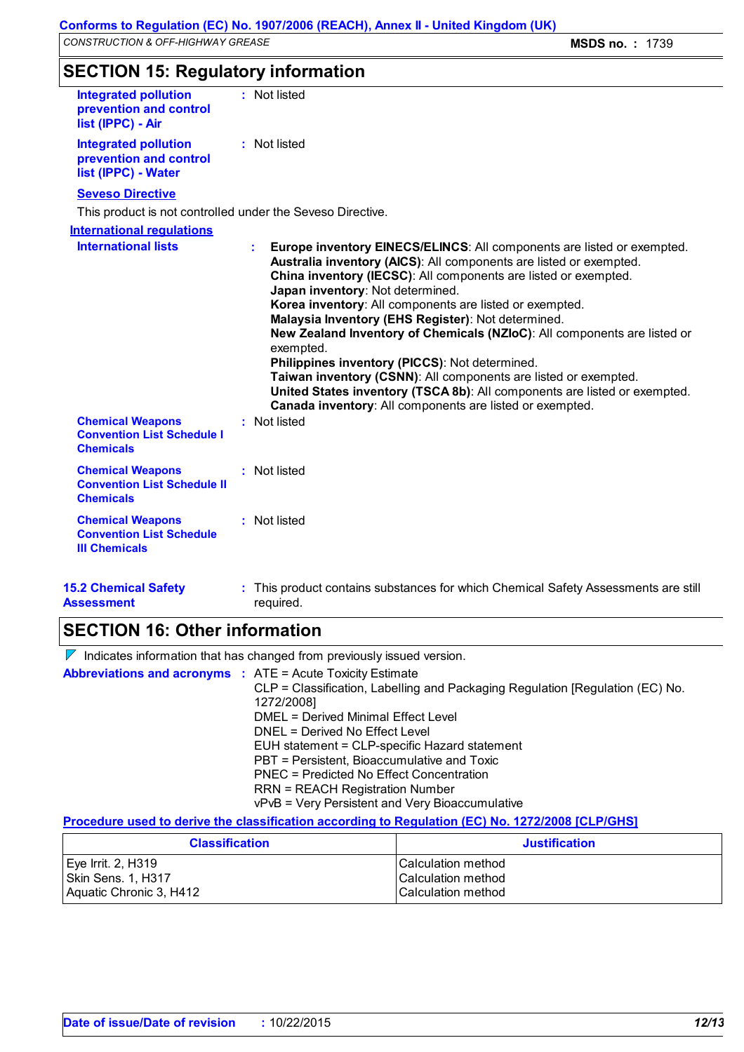## SECTION 15: Regulatory information

**Integrated pollution prevention and control list (IPPC) - Air** : Not listed

**Integrated pollution prevention and control list (IPPC) - Water** : Not listed

**Seveso Directive**

This product is not controlled under the Seveso Directive.

**International regulations**

**International lists** :

**Europe inventory EINECS/ELINCS**: All components are listed or exempted.
**Australia inventory (AICS)**: All components are listed or exempted.
**China inventory (IECSC)**: All components are listed or exempted.
**Japan inventory**: Not determined.
**Korea inventory**: All components are listed or exempted.
**Malaysia Inventory (EHS Register)**: Not determined.
**New Zealand Inventory of Chemicals (NZIoC)**: All components are listed or exempted.
**Philippines inventory (PICCS)**: Not determined.
**Taiwan inventory (CSNN)**: All components are listed or exempted.
**United States inventory (TSCA 8b)**: All components are listed or exempted.
**Canada inventory**: All components are listed or exempted.

**Chemical Weapons Convention List Schedule I Chemicals** : Not listed

**Chemical Weapons Convention List Schedule II Chemicals** : Not listed

**Chemical Weapons Convention List Schedule III Chemicals** : Not listed

**15.2 Chemical Safety Assessment** : This product contains substances for which Chemical Safety Assessments are still required.

## SECTION 16: Other information

Indicates information that has changed from previously issued version.

**Abbreviations and acronyms** :

ATE = Acute Toxicity Estimate
CLP = Classification, Labelling and Packaging Regulation [Regulation (EC) No. 1272/2008]
DMEL = Derived Minimal Effect Level
DNEL = Derived No Effect Level
EUH statement = CLP-specific Hazard statement
PBT = Persistent, Bioaccumulative and Toxic
PNEC = Predicted No Effect Concentration
RRN = REACH Registration Number
vPvB = Very Persistent and Very Bioaccumulative

**Procedure used to derive the classification according to Regulation (EC) No. 1272/2008 [CLP/GHS]**

| Classification | Justification |
|---|---|
| Eye Irrit. 2, H319 | Calculation method |
| Skin Sens. 1, H317 | Calculation method |
| Aquatic Chronic 3, H412 | Calculation method |

**Date of issue/Date of revision** : 10/22/2015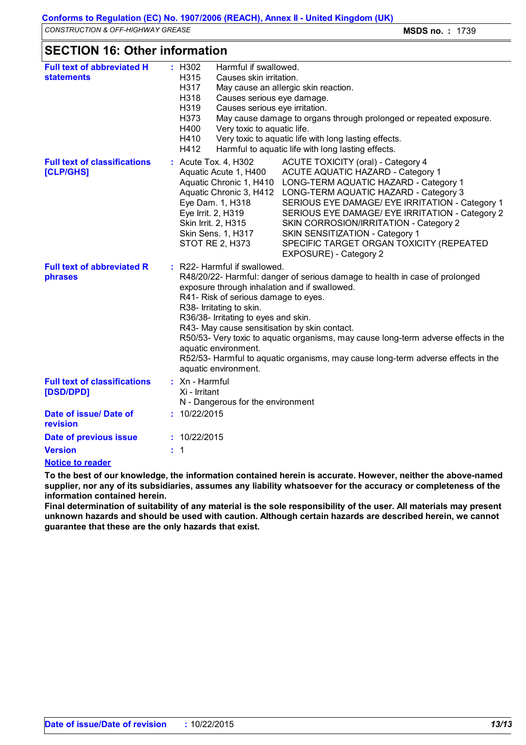## SECTION 16: Other information

**Full text of abbreviated H statements** :

| | |
|---|---|
| H302 | Harmful if swallowed. |
| H315 | Causes skin irritation. |
| H317 | May cause an allergic skin reaction. |
| H318 | Causes serious eye damage. |
| H319 | Causes serious eye irritation. |
| H373 | May cause damage to organs through prolonged or repeated exposure. |
| H400 | Very toxic to aquatic life. |
| H410 | Very toxic to aquatic life with long lasting effects. |
| H412 | Harmful to aquatic life with long lasting effects. |

**Full text of classifications [CLP/GHS]** :

| | |
|---|---|
| Acute Tox. 4, H302 | ACUTE TOXICITY (oral) - Category 4 |
| Aquatic Acute 1, H400 | ACUTE AQUATIC HAZARD - Category 1 |
| Aquatic Chronic 1, H410 | LONG-TERM AQUATIC HAZARD - Category 1 |
| Aquatic Chronic 3, H412 | LONG-TERM AQUATIC HAZARD - Category 3 |
| Eye Dam. 1, H318 | SERIOUS EYE DAMAGE/ EYE IRRITATION - Category 1 |
| Eye Irrit. 2, H319 | SERIOUS EYE DAMAGE/ EYE IRRITATION - Category 2 |
| Skin Irrit. 2, H315 | SKIN CORROSION/IRRITATION - Category 2 |
| Skin Sens. 1, H317 | SKIN SENSITIZATION - Category 1 |
| STOT RE 2, H373 | SPECIFIC TARGET ORGAN TOXICITY (REPEATED EXPOSURE) - Category 2 |

**Full text of abbreviated R phrases** :

R22- Harmful if swallowed.
R48/20/22- Harmful: danger of serious damage to health in case of prolonged exposure through inhalation and if swallowed.
R41- Risk of serious damage to eyes.
R38- Irritating to skin.
R36/38- Irritating to eyes and skin.
R43- May cause sensitisation by skin contact.
R50/53- Very toxic to aquatic organisms, may cause long-term adverse effects in the aquatic environment.
R52/53- Harmful to aquatic organisms, may cause long-term adverse effects in the aquatic environment.

**Full text of classifications [DSD/DPD]** :

Xn - Harmful
Xi - Irritant
N - Dangerous for the environment

**Date of issue/ Date of revision** : 10/22/2015

**Date of previous issue** : 10/22/2015

**Version** : 1

**Notice to reader**

**To the best of our knowledge, the information contained herein is accurate. However, neither the above-named supplier, nor any of its subsidiaries, assumes any liability whatsoever for the accuracy or completeness of the information contained herein.**
**Final determination of suitability of any material is the sole responsibility of the user. All materials may present unknown hazards and should be used with caution. Although certain hazards are described herein, we cannot guarantee that these are the only hazards that exist.**